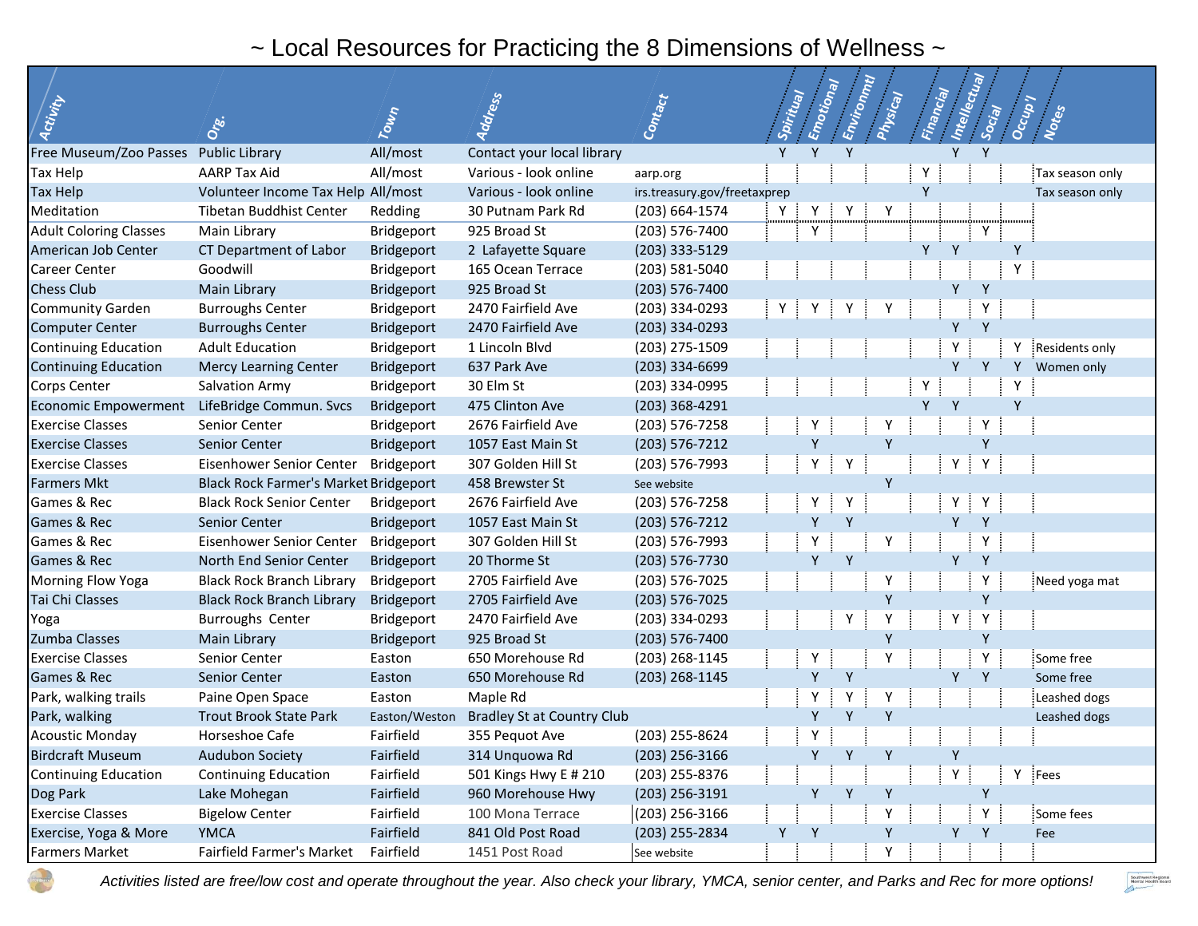# ~ Local Resources for Practicing the 8 Dimensions of Wellness ~

| Activity | Org. | Town | Address | Contact | Spiritual | Emotional | Environmtl | Physical | Financial | Intellectual | Social | Occup'l | Notes |
|---|---|---|---|---|---|---|---|---|---|---|---|---|---|
| Free Museum/Zoo Passes | Public Library | All/most | Contact your local library | | Y | Y | Y | | | Y | Y | | |
| Tax Help | AARP Tax Aid | All/most | Various - look online | aarp.org | | | | | Y | | | | Tax season only |
| Tax Help | Volunteer Income Tax Help | All/most | Various - look online | irs.treasury.gov/freetaxprep | | | | | Y | | | | Tax season only |
| Meditation | Tibetan Buddhist Center | Redding | 30 Putnam Park Rd | (203) 664-1574 | Y | Y | Y | Y | | | | | |
| Adult Coloring Classes | Main Library | Bridgeport | 925 Broad St | (203) 576-7400 | | Y | | | | | Y | | |
| American Job Center | CT Department of Labor | Bridgeport | 2 Lafayette Square | (203) 333-5129 | | | | | Y | Y | | Y | |
| Career Center | Goodwill | Bridgeport | 165 Ocean Terrace | (203) 581-5040 | | | | | | | | Y | |
| Chess Club | Main Library | Bridgeport | 925 Broad St | (203) 576-7400 | | | | | | Y | Y | | |
| Community Garden | Burroughs Center | Bridgeport | 2470 Fairfield Ave | (203) 334-0293 | Y | Y | Y | Y | | | Y | | |
| Computer Center | Burroughs Center | Bridgeport | 2470 Fairfield Ave | (203) 334-0293 | | | | | | Y | Y | | |
| Continuing Education | Adult Education | Bridgeport | 1 Lincoln Blvd | (203) 275-1509 | | | | | | Y | | Y | Residents only |
| Continuing Education | Mercy Learning Center | Bridgeport | 637 Park Ave | (203) 334-6699 | | | | | | Y | Y | Y | Women only |
| Corps Center | Salvation Army | Bridgeport | 30 Elm St | (203) 334-0995 | | | | | Y | | | Y | |
| Economic Empowerment | LifeBridge Commun. Svcs | Bridgeport | 475 Clinton Ave | (203) 368-4291 | | | | | Y | Y | | Y | |
| Exercise Classes | Senior Center | Bridgeport | 2676 Fairfield Ave | (203) 576-7258 | | Y | | Y | | | Y | | |
| Exercise Classes | Senior Center | Bridgeport | 1057 East Main St | (203) 576-7212 | | Y | | Y | | | Y | | |
| Exercise Classes | Eisenhower Senior Center | Bridgeport | 307 Golden Hill St | (203) 576-7993 | | Y | Y | | | Y | Y | | |
| Farmers Mkt | Black Rock Farmer's Market | Bridgeport | 458 Brewster St | See website | | | | Y | | | | | |
| Games & Rec | Black Rock Senior Center | Bridgeport | 2676 Fairfield Ave | (203) 576-7258 | | Y | Y | | | Y | Y | | |
| Games & Rec | Senior Center | Bridgeport | 1057 East Main St | (203) 576-7212 | | Y | Y | | | Y | Y | | |
| Games & Rec | Eisenhower Senior Center | Bridgeport | 307 Golden Hill St | (203) 576-7993 | | Y | | Y | | | Y | | |
| Games & Rec | North End Senior Center | Bridgeport | 20 Thorme St | (203) 576-7730 | | Y | Y | | | Y | Y | | |
| Morning Flow Yoga | Black Rock Branch Library | Bridgeport | 2705 Fairfield Ave | (203) 576-7025 | | | | Y | | | Y | | Need yoga mat |
| Tai Chi Classes | Black Rock Branch Library | Bridgeport | 2705 Fairfield Ave | (203) 576-7025 | | | | Y | | | Y | | |
| Yoga | Burroughs Center | Bridgeport | 2470 Fairfield Ave | (203) 334-0293 | | | Y | Y | | Y | Y | | |
| Zumba Classes | Main Library | Bridgeport | 925 Broad St | (203) 576-7400 | | | | Y | | | Y | | |
| Exercise Classes | Senior Center | Easton | 650 Morehouse Rd | (203) 268-1145 | | Y | | Y | | | Y | | Some free |
| Games & Rec | Senior Center | Easton | 650 Morehouse Rd | (203) 268-1145 | | Y | Y | | | Y | Y | | Some free |
| Park, walking trails | Paine Open Space | Easton | Maple Rd | | | Y | Y | Y | | | | | Leashed dogs |
| Park, walking | Trout Brook State Park | Easton/Weston | Bradley St at Country Club | | | Y | Y | Y | | | | | Leashed dogs |
| Acoustic Monday | Horseshoe Cafe | Fairfield | 355 Pequot Ave | (203) 255-8624 | | Y | | | | | | | |
| Birdcraft Museum | Audubon Society | Fairfield | 314 Unquowa Rd | (203) 256-3166 | | Y | Y | Y | | Y | | | |
| Continuing Education | Continuing Education | Fairfield | 501 Kings Hwy E # 210 | (203) 255-8376 | | | | | | Y | | Y | Fees |
| Dog Park | Lake Mohegan | Fairfield | 960 Morehouse Hwy | (203) 256-3191 | | Y | Y | Y | | | Y | | |
| Exercise Classes | Bigelow Center | Fairfield | 100 Mona Terrace | (203) 256-3166 | | | | Y | | | Y | | Some fees |
| Exercise, Yoga & More | YMCA | Fairfield | 841 Old Post Road | (203) 255-2834 | Y | Y | | Y | | Y | Y | | Fee |
| Farmers Market | Fairfield Farmer's Market | Fairfield | 1451 Post Road | See website | | | | Y | | | | | |

*Activities listed are free/low cost and operate throughout the year. Also check your library, YMCA, senior center, and Parks and Rec for more options!*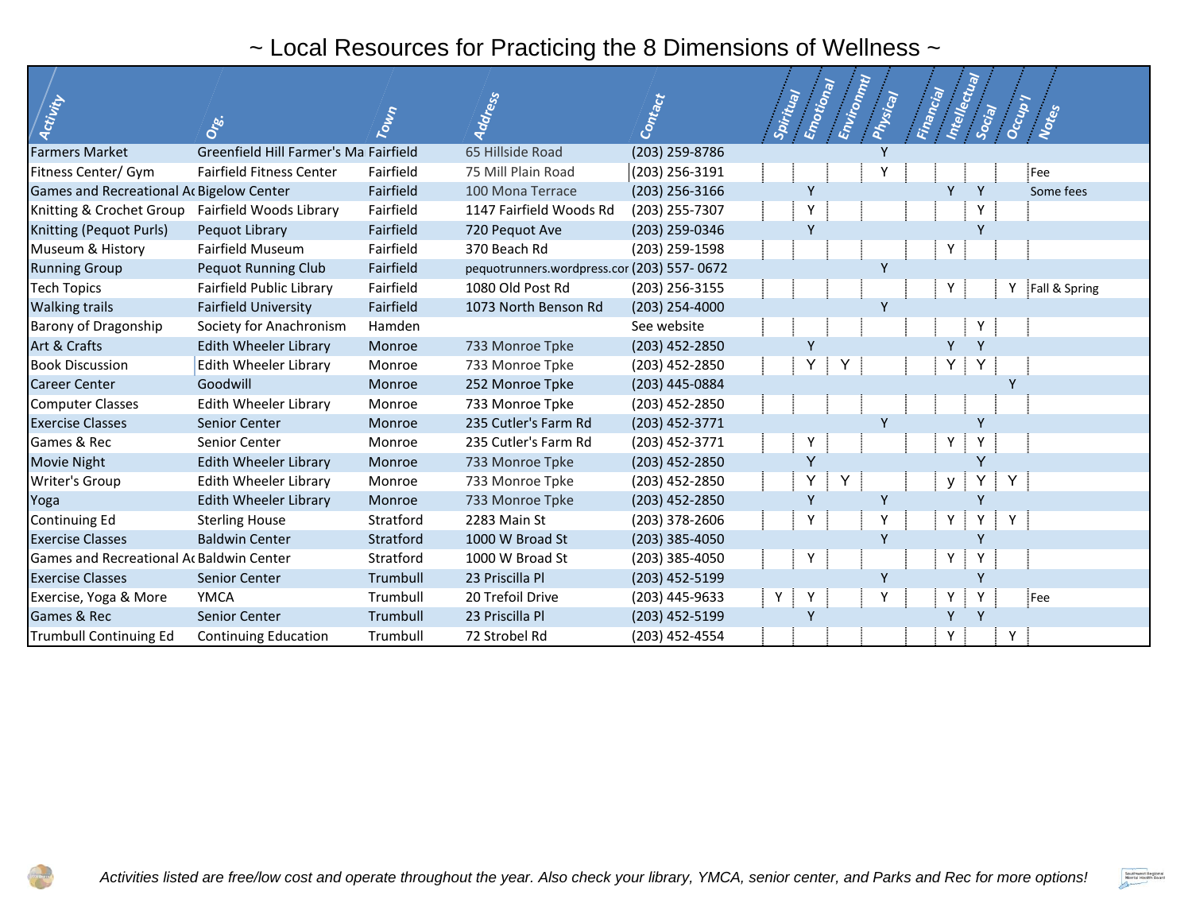# ~ Local Resources for Practicing the 8 Dimensions of Wellness ~

| Activity | Org. | Town | Address | Contact | Spiritual | Emotional | Environmtl | Physical | Financial | Intellectual | Social | Occup'l | Notes |
|---|---|---|---|---|---|---|---|---|---|---|---|---|---|
| Farmers Market | Greenfield Hill Farmer's Ma | Fairfield | 65 Hillside Road | (203) 259-8786 | | | | Y | | | | | |
| Fitness Center/ Gym | Fairfield Fitness Center | Fairfield | 75 Mill Plain Road | (203) 256-3191 | | | | Y | | | | | Fee |
| Games and Recreational Ac | Bigelow Center | Fairfield | 100 Mona Terrace | (203) 256-3166 | | Y | | | | Y | Y | | Some fees |
| Knitting & Crochet Group | Fairfield Woods Library | Fairfield | 1147 Fairfield Woods Rd | (203) 255-7307 | | Y | | | | | Y | | |
| Knitting (Pequot Purls) | Pequot Library | Fairfield | 720 Pequot Ave | (203) 259-0346 | | Y | | | | | Y | | |
| Museum & History | Fairfield Museum | Fairfield | 370 Beach Rd | (203) 259-1598 | | | | | | Y | | | |
| Running Group | Pequot Running Club | Fairfield | pequotrunners.wordpress.cor | (203) 557- 0672 | | | | Y | | | | | |
| Tech Topics | Fairfield Public Library | Fairfield | 1080 Old Post Rd | (203) 256-3155 | | | | | | Y | | Y | Fall & Spring |
| Walking trails | Fairfield University | Fairfield | 1073 North Benson Rd | (203) 254-4000 | | | | Y | | | | | |
| Barony of Dragonship | Society for Anachronism | Hamden | | See website | | | | | | | Y | | |
| Art & Crafts | Edith Wheeler Library | Monroe | 733 Monroe Tpke | (203) 452-2850 | | Y | | | | Y | Y | | |
| Book Discussion | Edith Wheeler Library | Monroe | 733 Monroe Tpke | (203) 452-2850 | | Y | Y | | | Y | Y | | |
| Career Center | Goodwill | Monroe | 252 Monroe Tpke | (203) 445-0884 | | | | | | | | Y | |
| Computer Classes | Edith Wheeler Library | Monroe | 733 Monroe Tpke | (203) 452-2850 | | | | | | | | | |
| Exercise Classes | Senior Center | Monroe | 235 Cutler's Farm Rd | (203) 452-3771 | | | | Y | | | Y | | |
| Games & Rec | Senior Center | Monroe | 235 Cutler's Farm Rd | (203) 452-3771 | | Y | | | | Y | Y | | |
| Movie Night | Edith Wheeler Library | Monroe | 733 Monroe Tpke | (203) 452-2850 | | Y | | | | | Y | | |
| Writer's Group | Edith Wheeler Library | Monroe | 733 Monroe Tpke | (203) 452-2850 | | Y | Y | | | y | Y | Y | |
| Yoga | Edith Wheeler Library | Monroe | 733 Monroe Tpke | (203) 452-2850 | | Y | | Y | | | Y | | |
| Continuing Ed | Sterling House | Stratford | 2283 Main St | (203) 378-2606 | | Y | | Y | | Y | Y | Y | |
| Exercise Classes | Baldwin Center | Stratford | 1000 W Broad St | (203) 385-4050 | | | | Y | | | Y | | |
| Games and Recreational Ac | Baldwin Center | Stratford | 1000 W Broad St | (203) 385-4050 | | Y | | | | Y | Y | | |
| Exercise Classes | Senior Center | Trumbull | 23 Priscilla Pl | (203) 452-5199 | | | | Y | | | Y | | |
| Exercise, Yoga & More | YMCA | Trumbull | 20 Trefoil Drive | (203) 445-9633 | Y | Y | | Y | | Y | Y | | Fee |
| Games & Rec | Senior Center | Trumbull | 23 Priscilla Pl | (203) 452-5199 | | Y | | | | Y | Y | | |
| Trumbull Continuing Ed | Continuing Education | Trumbull | 72 Strobel Rd | (203) 452-4554 | | | | | | Y | | Y | |

*Activities listed are free/low cost and operate throughout the year. Also check your library, YMCA, senior center, and Parks and Rec for more options!*